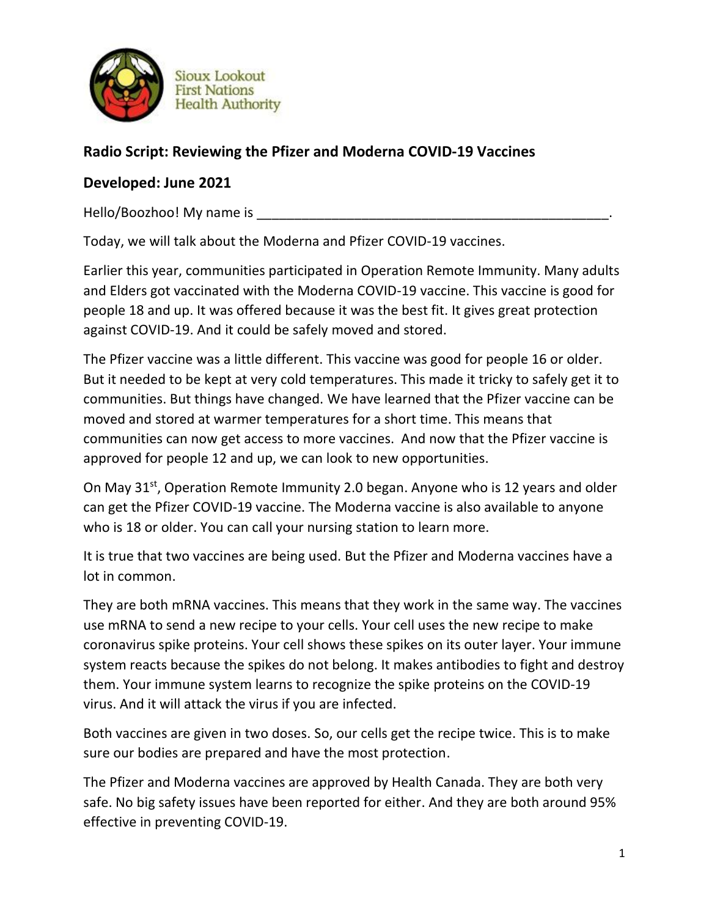Sioux Lookout First Nations Health Authority

## Radio Script: Reviewing the Pfizer and Moderna COVID-19 Vaccines

## Developed: June 2021

Hello/Boozhoo! My name is _______________________________________________.

Today, we will talk about the Moderna and Pfizer COVID-19 vaccines.

Earlier this year, communities participated in Operation Remote Immunity. Many adults and Elders got vaccinated with the Moderna COVID-19 vaccine. This vaccine is good for people 18 and up. It was offered because it was the best fit. It gives great protection against COVID-19. And it could be safely moved and stored.

The Pfizer vaccine was a little different. This vaccine was good for people 16 or older. But it needed to be kept at very cold temperatures. This made it tricky to safely get it to communities. But things have changed. We have learned that the Pfizer vaccine can be moved and stored at warmer temperatures for a short time. This means that communities can now get access to more vaccines. And now that the Pfizer vaccine is approved for people 12 and up, we can look to new opportunities.

On May 31st, Operation Remote Immunity 2.0 began. Anyone who is 12 years and older can get the Pfizer COVID-19 vaccine. The Moderna vaccine is also available to anyone who is 18 or older. You can call your nursing station to learn more.

It is true that two vaccines are being used. But the Pfizer and Moderna vaccines have a lot in common.

They are both mRNA vaccines. This means that they work in the same way. The vaccines use mRNA to send a new recipe to your cells. Your cell uses the new recipe to make coronavirus spike proteins. Your cell shows these spikes on its outer layer. Your immune system reacts because the spikes do not belong. It makes antibodies to fight and destroy them. Your immune system learns to recognize the spike proteins on the COVID-19 virus. And it will attack the virus if you are infected.

Both vaccines are given in two doses. So, our cells get the recipe twice. This is to make sure our bodies are prepared and have the most protection.

The Pfizer and Moderna vaccines are approved by Health Canada. They are both very safe. No big safety issues have been reported for either. And they are both around 95% effective in preventing COVID-19.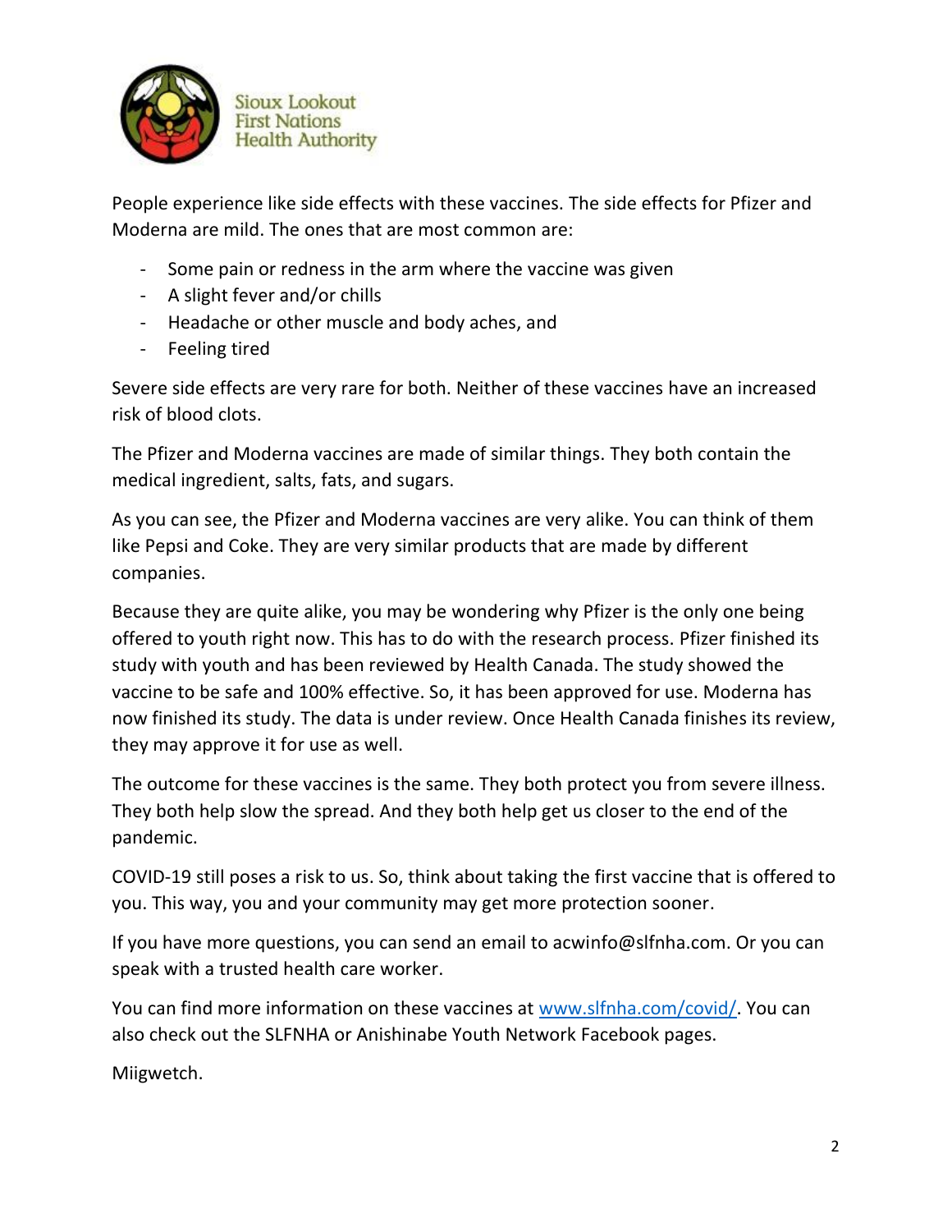Sioux Lookout First Nations Health Authority

People experience like side effects with these vaccines. The side effects for Pfizer and Moderna are mild. The ones that are most common are:

- Some pain or redness in the arm where the vaccine was given
- A slight fever and/or chills
- Headache or other muscle and body aches, and
- Feeling tired

Severe side effects are very rare for both. Neither of these vaccines have an increased risk of blood clots.

The Pfizer and Moderna vaccines are made of similar things. They both contain the medical ingredient, salts, fats, and sugars.

As you can see, the Pfizer and Moderna vaccines are very alike. You can think of them like Pepsi and Coke. They are very similar products that are made by different companies.

Because they are quite alike, you may be wondering why Pfizer is the only one being offered to youth right now. This has to do with the research process. Pfizer finished its study with youth and has been reviewed by Health Canada. The study showed the vaccine to be safe and 100% effective. So, it has been approved for use. Moderna has now finished its study. The data is under review. Once Health Canada finishes its review, they may approve it for use as well.

The outcome for these vaccines is the same. They both protect you from severe illness. They both help slow the spread. And they both help get us closer to the end of the pandemic.

COVID-19 still poses a risk to us. So, think about taking the first vaccine that is offered to you. This way, you and your community may get more protection sooner.

If you have more questions, you can send an email to acwinfo@slfnha.com. Or you can speak with a trusted health care worker.

You can find more information on these vaccines at [www.slfnha.com/covid/](www.slfnha.com/covid/). You can also check out the SLFNHA or Anishinabe Youth Network Facebook pages.

Miigwetch.